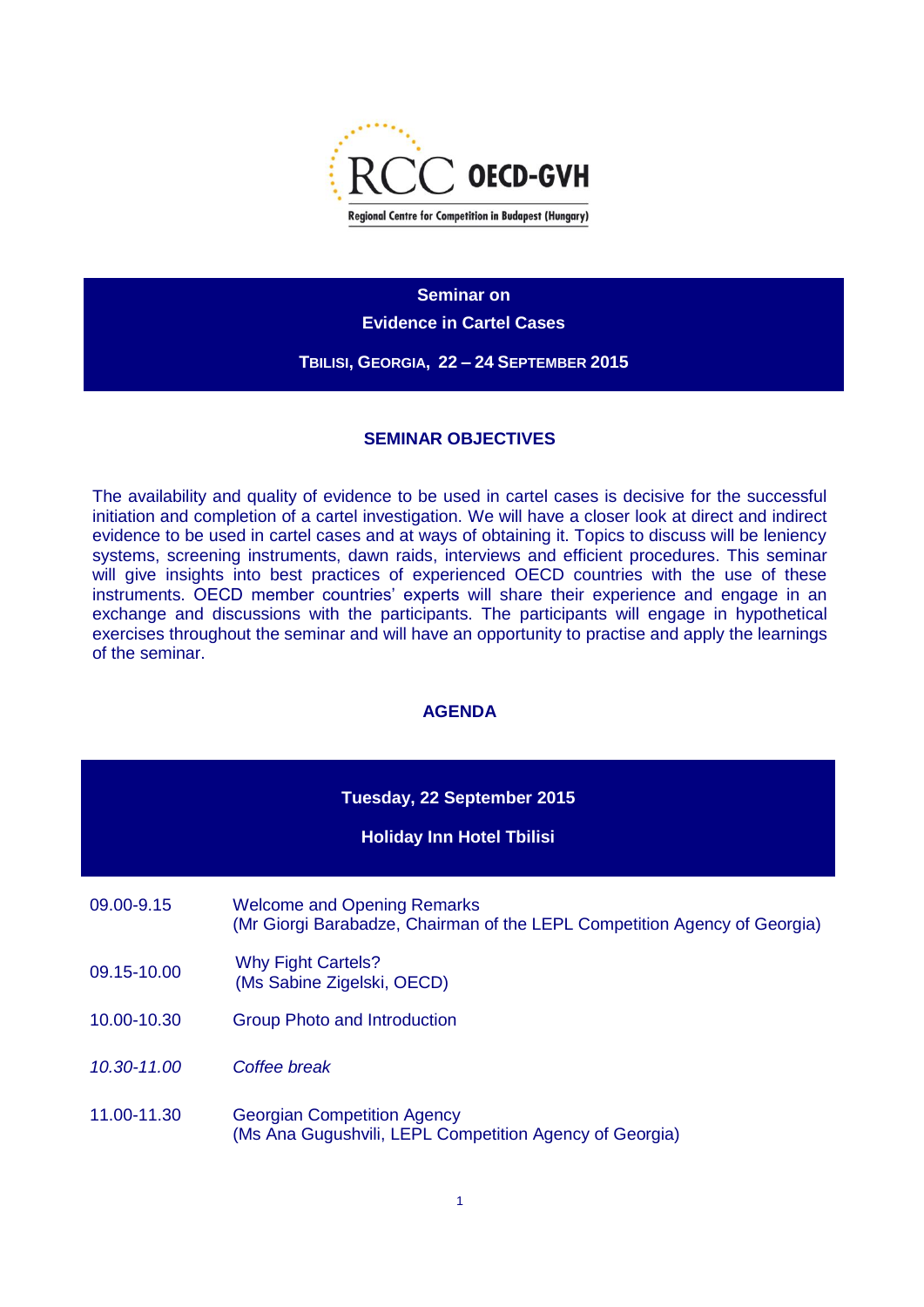RCC OECD-GVH

Regional Centre for Competition in Budapest (Hungary)

# Seminar on Evidence in Cartel Cases

**TBILISI, GEORGIA, 22 – 24 SEPTEMBER 2015**

## SEMINAR OBJECTIVES

The availability and quality of evidence to be used in cartel cases is decisive for the successful initiation and completion of a cartel investigation. We will have a closer look at direct and indirect evidence to be used in cartel cases and at ways of obtaining it. Topics to discuss will be leniency systems, screening instruments, dawn raids, interviews and efficient procedures. This seminar will give insights into best practices of experienced OECD countries with the use of these instruments. OECD member countries' experts will share their experience and engage in an exchange and discussions with the participants. The participants will engage in hypothetical exercises throughout the seminar and will have an opportunity to practise and apply the learnings of the seminar.

## AGENDA

### Tuesday, 22 September 2015

**Holiday Inn Hotel Tbilisi**

| Time | Session |
|---|---|
| 09.00-9.15 | Welcome and Opening Remarks<br>(Mr Giorgi Barabadze, Chairman of the LEPL Competition Agency of Georgia) |
| 09.15-10.00 | Why Fight Cartels?<br>(Ms Sabine Zigelski, OECD) |
| 10.00-10.30 | Group Photo and Introduction |
| *10.30-11.00* | *Coffee break* |
| 11.00-11.30 | Georgian Competition Agency<br>(Ms Ana Gugushvili, LEPL Competition Agency of Georgia) |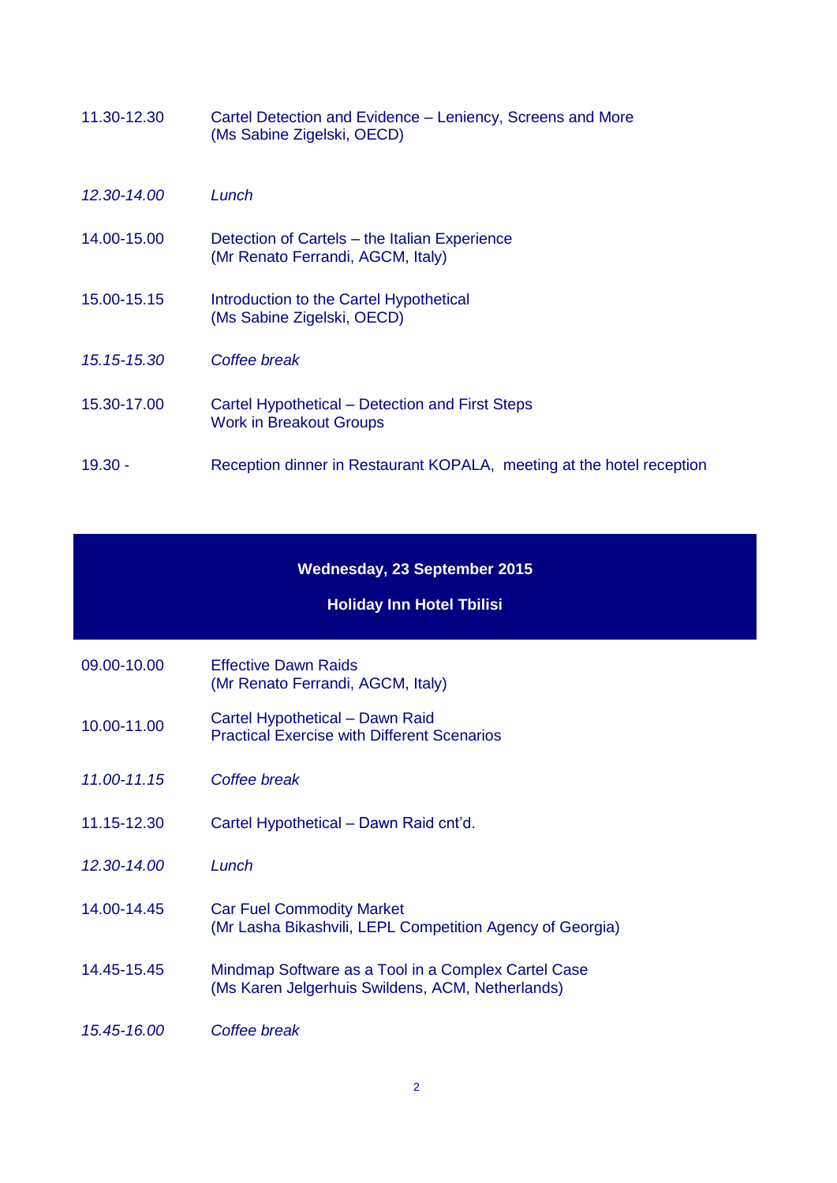| | |
|---|---|
| 11.30-12.30 | Cartel Detection and Evidence – Leniency, Screens and More<br>(Ms Sabine Zigelski, OECD) |
| *12.30-14.00* | *Lunch* |
| 14.00-15.00 | Detection of Cartels – the Italian Experience<br>(Mr Renato Ferrandi, AGCM, Italy) |
| 15.00-15.15 | Introduction to the Cartel Hypothetical<br>(Ms Sabine Zigelski, OECD) |
| *15.15-15.30* | *Coffee break* |
| 15.30-17.00 | Cartel Hypothetical – Detection and First Steps<br>Work in Breakout Groups |
| 19.30 - | Reception dinner in Restaurant KOPALA, meeting at the hotel reception |

**Wednesday, 23 September 2015**

**Holiday Inn Hotel Tbilisi**

| | |
|---|---|
| 09.00-10.00 | Effective Dawn Raids<br>(Mr Renato Ferrandi, AGCM, Italy) |
| 10.00-11.00 | Cartel Hypothetical – Dawn Raid<br>Practical Exercise with Different Scenarios |
| *11.00-11.15* | *Coffee break* |
| 11.15-12.30 | Cartel Hypothetical – Dawn Raid cnt'd. |
| *12.30-14.00* | *Lunch* |
| 14.00-14.45 | Car Fuel Commodity Market<br>(Mr Lasha Bikashvili, LEPL Competition Agency of Georgia) |
| 14.45-15.45 | Mindmap Software as a Tool in a Complex Cartel Case<br>(Ms Karen Jelgerhuis Swildens, ACM, Netherlands) |
| *15.45-16.00* | *Coffee break* |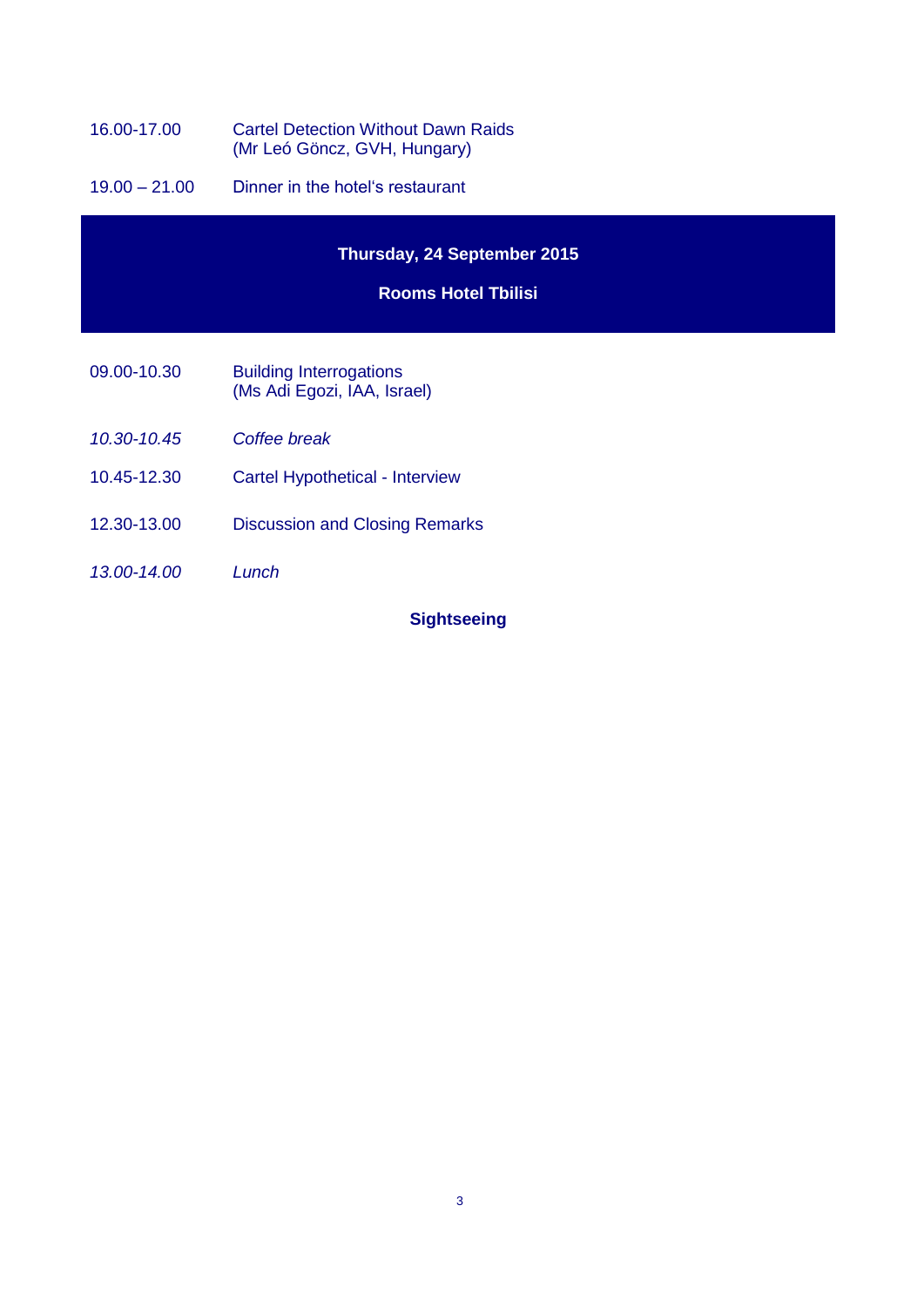| | |
|---|---|
| 16.00-17.00 | Cartel Detection Without Dawn Raids<br>(Mr Leó Göncz, GVH, Hungary) |
| 19.00 – 21.00 | Dinner in the hotel's restaurant |

## Thursday, 24 September 2015

## Rooms Hotel Tbilisi

| | |
|---|---|
| 09.00-10.30 | Building Interrogations<br>(Ms Adi Egozi, IAA, Israel) |
| *10.30-10.45* | *Coffee break* |
| 10.45-12.30 | Cartel Hypothetical - Interview |
| 12.30-13.00 | Discussion and Closing Remarks |
| *13.00-14.00* | *Lunch* |

**Sightseeing**